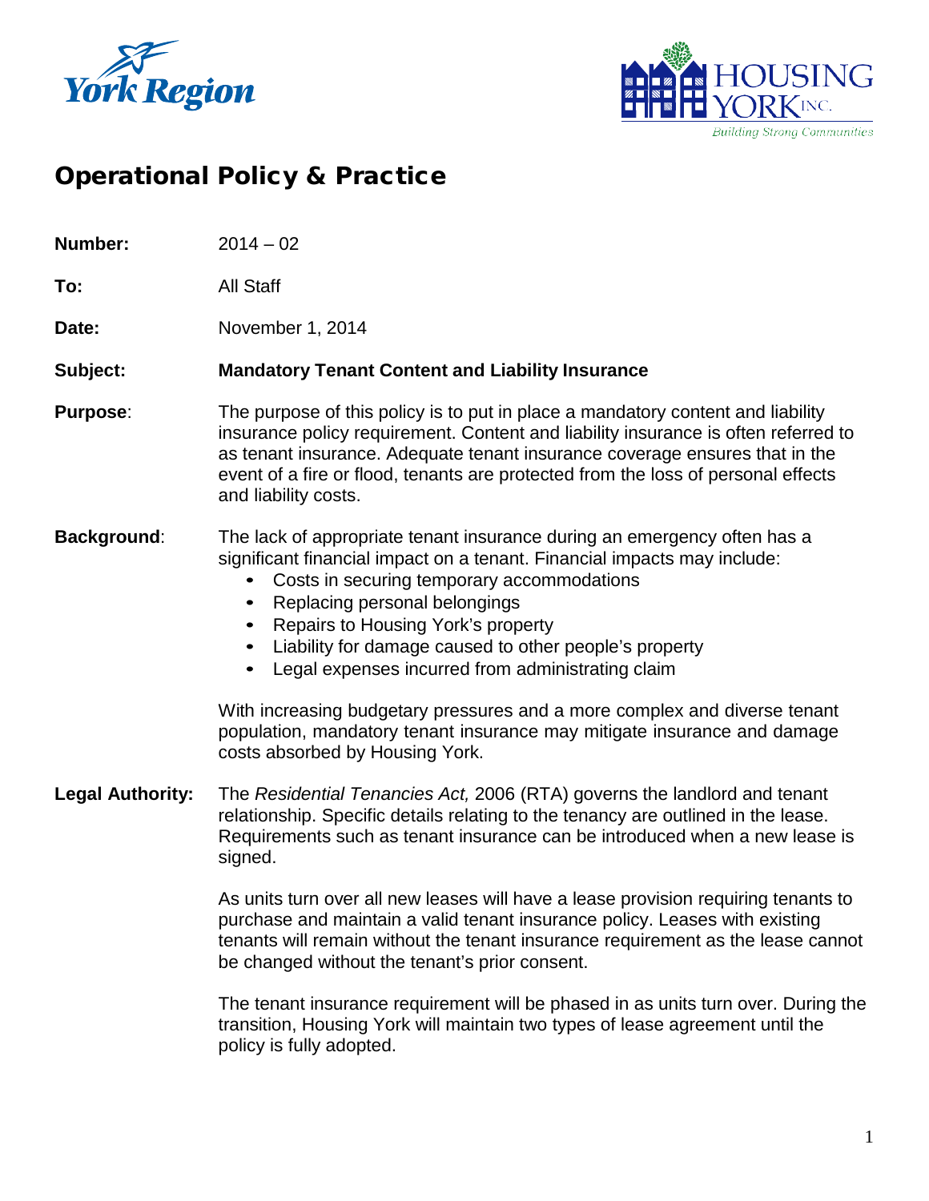York Region

HOUSING YORK INC.
Building Strong Communities

# Operational Policy & Practice

**Number:** 2014 – 02

**To:** All Staff

**Date:** November 1, 2014

**Subject:** **Mandatory Tenant Content and Liability Insurance**

**Purpose**: The purpose of this policy is to put in place a mandatory content and liability insurance policy requirement. Content and liability insurance is often referred to as tenant insurance. Adequate tenant insurance coverage ensures that in the event of a fire or flood, tenants are protected from the loss of personal effects and liability costs.

**Background**: The lack of appropriate tenant insurance during an emergency often has a significant financial impact on a tenant. Financial impacts may include:

- Costs in securing temporary accommodations
- Replacing personal belongings
- Repairs to Housing York's property
- Liability for damage caused to other people's property
- Legal expenses incurred from administrating claim

With increasing budgetary pressures and a more complex and diverse tenant population, mandatory tenant insurance may mitigate insurance and damage costs absorbed by Housing York.

**Legal Authority:** The *Residential Tenancies Act,* 2006 (RTA) governs the landlord and tenant relationship. Specific details relating to the tenancy are outlined in the lease. Requirements such as tenant insurance can be introduced when a new lease is signed.

As units turn over all new leases will have a lease provision requiring tenants to purchase and maintain a valid tenant insurance policy. Leases with existing tenants will remain without the tenant insurance requirement as the lease cannot be changed without the tenant's prior consent.

The tenant insurance requirement will be phased in as units turn over. During the transition, Housing York will maintain two types of lease agreement until the policy is fully adopted.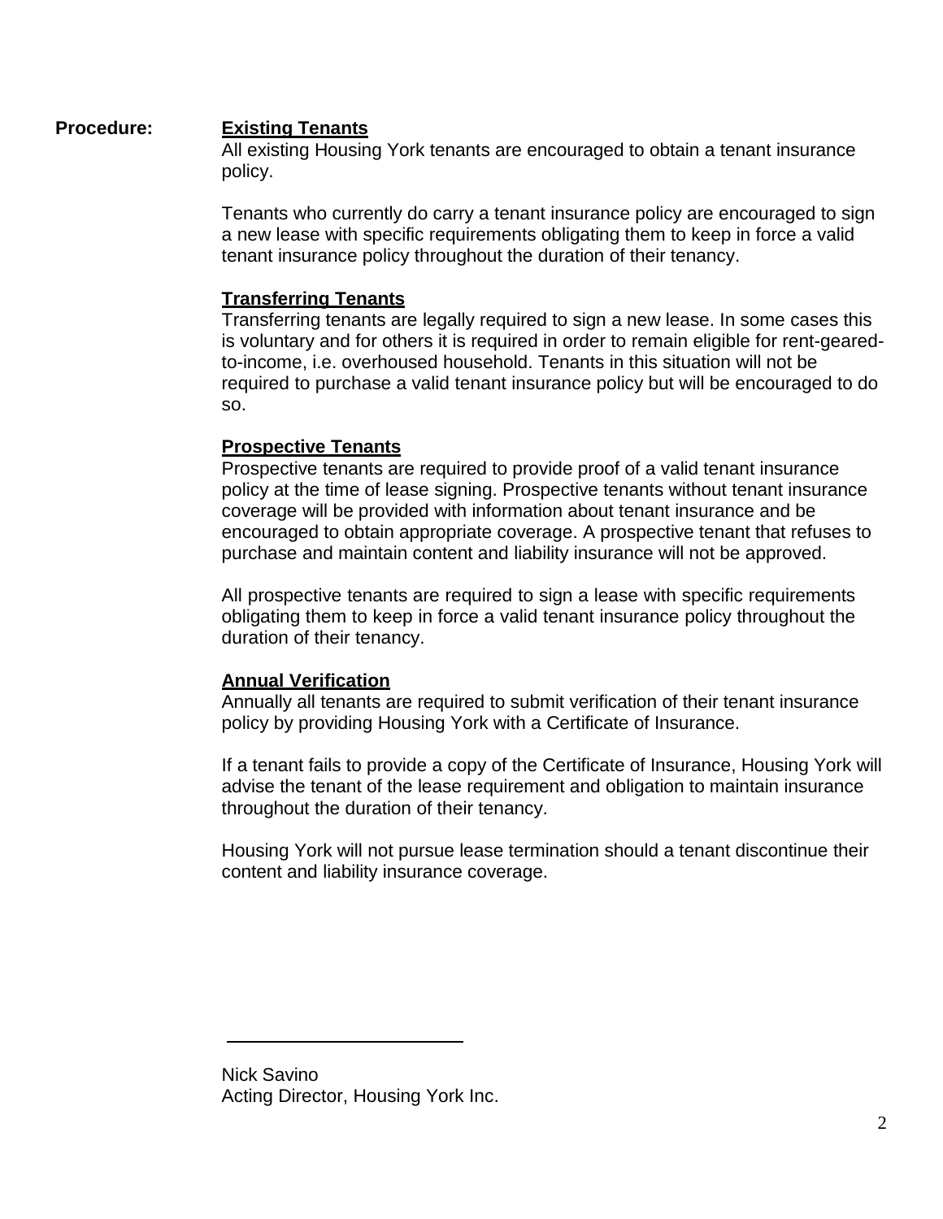**Procedure:**

**Existing Tenants**

All existing Housing York tenants are encouraged to obtain a tenant insurance policy.

Tenants who currently do carry a tenant insurance policy are encouraged to sign a new lease with specific requirements obligating them to keep in force a valid tenant insurance policy throughout the duration of their tenancy.

**Transferring Tenants**

Transferring tenants are legally required to sign a new lease. In some cases this is voluntary and for others it is required in order to remain eligible for rent-geared-to-income, i.e. overhoused household. Tenants in this situation will not be required to purchase a valid tenant insurance policy but will be encouraged to do so.

**Prospective Tenants**

Prospective tenants are required to provide proof of a valid tenant insurance policy at the time of lease signing. Prospective tenants without tenant insurance coverage will be provided with information about tenant insurance and be encouraged to obtain appropriate coverage. A prospective tenant that refuses to purchase and maintain content and liability insurance will not be approved.

All prospective tenants are required to sign a lease with specific requirements obligating them to keep in force a valid tenant insurance policy throughout the duration of their tenancy.

**Annual Verification**

Annually all tenants are required to submit verification of their tenant insurance policy by providing Housing York with a Certificate of Insurance.

If a tenant fails to provide a copy of the Certificate of Insurance, Housing York will advise the tenant of the lease requirement and obligation to maintain insurance throughout the duration of their tenancy.

Housing York will not pursue lease termination should a tenant discontinue their content and liability insurance coverage.

---

Nick Savino
Acting Director, Housing York Inc.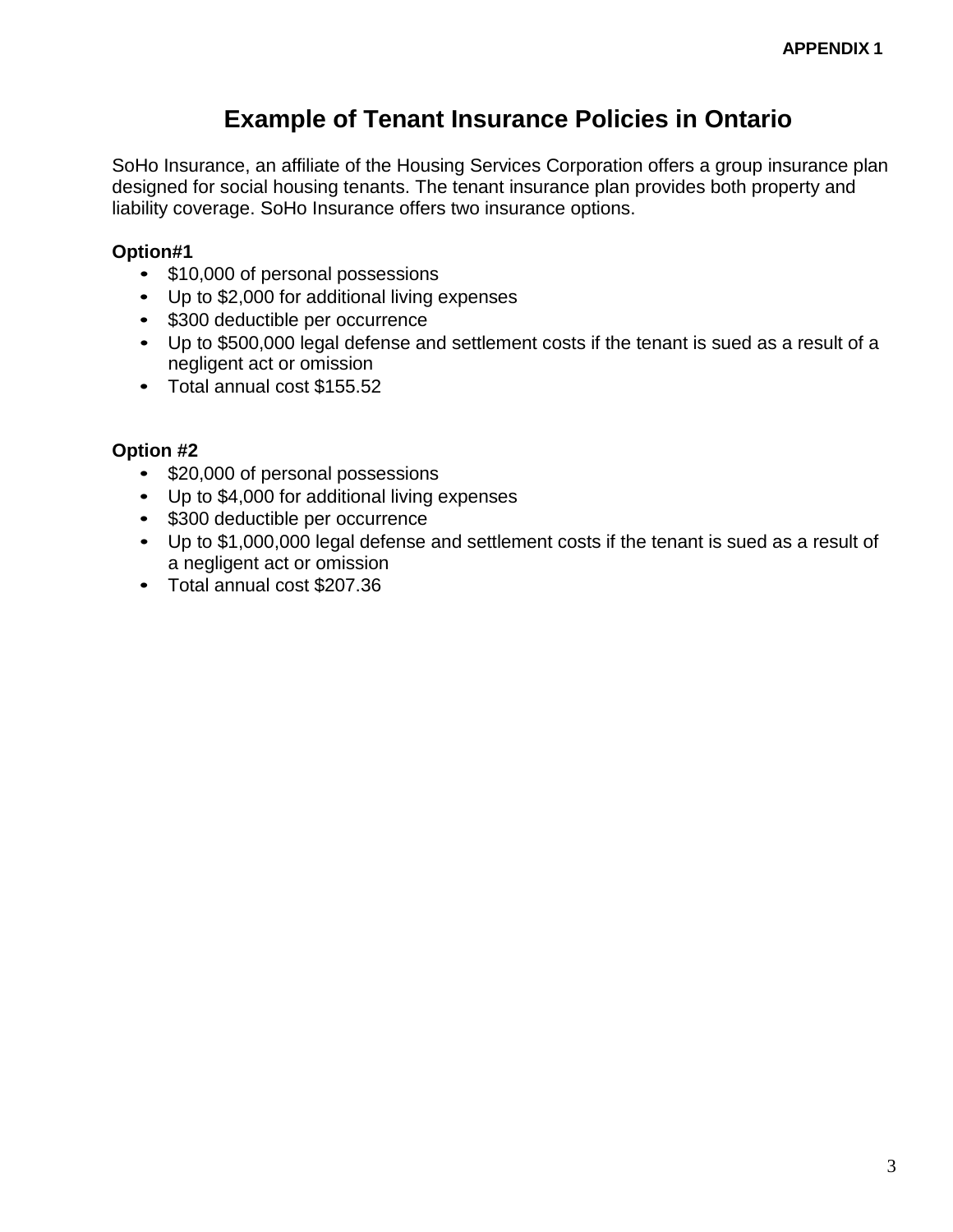APPENDIX 1

# Example of Tenant Insurance Policies in Ontario

SoHo Insurance, an affiliate of the Housing Services Corporation offers a group insurance plan designed for social housing tenants. The tenant insurance plan provides both property and liability coverage. SoHo Insurance offers two insurance options.

**Option#1**

- $10,000 of personal possessions
- Up to $2,000 for additional living expenses
- $300 deductible per occurrence
- Up to $500,000 legal defense and settlement costs if the tenant is sued as a result of a negligent act or omission
- Total annual cost $155.52

**Option #2**

- $20,000 of personal possessions
- Up to $4,000 for additional living expenses
- $300 deductible per occurrence
- Up to $1,000,000 legal defense and settlement costs if the tenant is sued as a result of a negligent act or omission
- Total annual cost $207.36